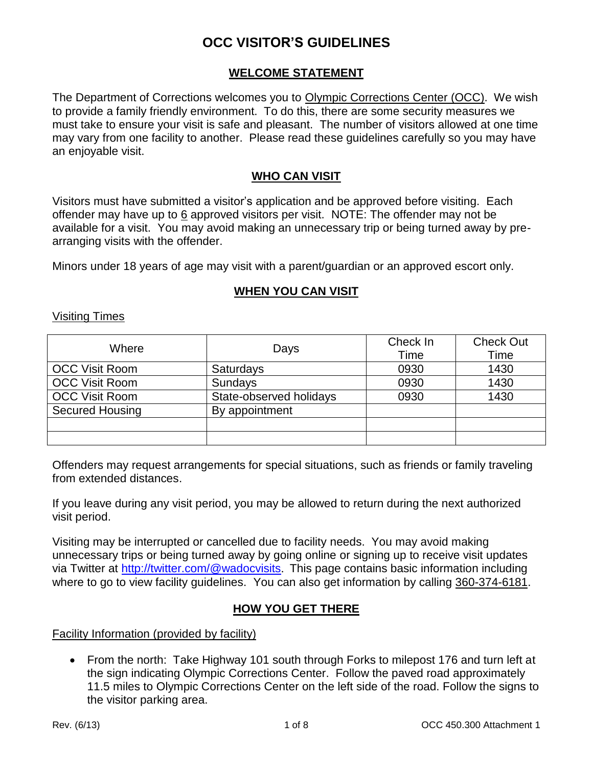# OCC VISITOR'S GUIDELINES

## WELCOME STATEMENT

The Department of Corrections welcomes you to Olympic Corrections Center (OCC). We wish to provide a family friendly environment. To do this, there are some security measures we must take to ensure your visit is safe and pleasant. The number of visitors allowed at one time may vary from one facility to another. Please read these guidelines carefully so you may have an enjoyable visit.

## WHO CAN VISIT

Visitors must have submitted a visitor's application and be approved before visiting. Each offender may have up to 6 approved visitors per visit. NOTE: The offender may not be available for a visit. You may avoid making an unnecessary trip or being turned away by pre-arranging visits with the offender.

Minors under 18 years of age may visit with a parent/guardian or an approved escort only.

## WHEN YOU CAN VISIT

Visiting Times

| Where | Days | Check In Time | Check Out Time |
| --- | --- | --- | --- |
| OCC Visit Room | Saturdays | 0930 | 1430 |
| OCC Visit Room | Sundays | 0930 | 1430 |
| OCC Visit Room | State-observed holidays | 0930 | 1430 |
| Secured Housing | By appointment | | |
| | | | |
| | | | |

Offenders may request arrangements for special situations, such as friends or family traveling from extended distances.

If you leave during any visit period, you may be allowed to return during the next authorized visit period.

Visiting may be interrupted or cancelled due to facility needs. You may avoid making unnecessary trips or being turned away by going online or signing up to receive visit updates via Twitter at http://twitter.com/@wadocvisits. This page contains basic information including where to go to view facility guidelines. You can also get information by calling 360-374-6181.

## HOW YOU GET THERE

Facility Information (provided by facility)

- From the north: Take Highway 101 south through Forks to milepost 176 and turn left at the sign indicating Olympic Corrections Center. Follow the paved road approximately 11.5 miles to Olympic Corrections Center on the left side of the road. Follow the signs to the visitor parking area.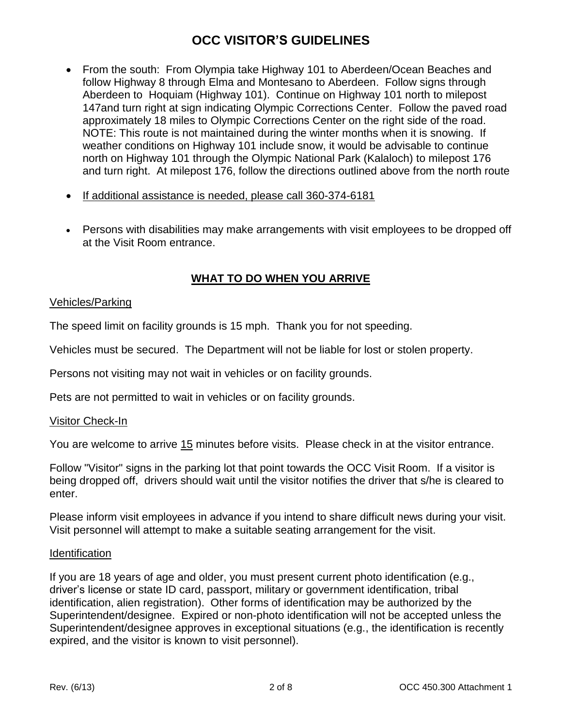# OCC VISITOR'S GUIDELINES

- From the south: From Olympia take Highway 101 to Aberdeen/Ocean Beaches and follow Highway 8 through Elma and Montesano to Aberdeen. Follow signs through Aberdeen to Hoquiam (Highway 101). Continue on Highway 101 north to milepost 147and turn right at sign indicating Olympic Corrections Center. Follow the paved road approximately 18 miles to Olympic Corrections Center on the right side of the road. NOTE: This route is not maintained during the winter months when it is snowing. If weather conditions on Highway 101 include snow, it would be advisable to continue north on Highway 101 through the Olympic National Park (Kalaloch) to milepost 176 and turn right. At milepost 176, follow the directions outlined above from the north route
- <u>If additional assistance is needed, please call 360-374-6181</u>
- Persons with disabilities may make arrangements with visit employees to be dropped off at the Visit Room entrance.

## <u>WHAT TO DO WHEN YOU ARRIVE</u>

<u>Vehicles/Parking</u>

The speed limit on facility grounds is 15 mph. Thank you for not speeding.

Vehicles must be secured. The Department will not be liable for lost or stolen property.

Persons not visiting may not wait in vehicles or on facility grounds.

Pets are not permitted to wait in vehicles or on facility grounds.

<u>Visitor Check-In</u>

You are welcome to arrive <u>15</u> minutes before visits. Please check in at the visitor entrance.

Follow "Visitor" signs in the parking lot that point towards the OCC Visit Room. If a visitor is being dropped off, drivers should wait until the visitor notifies the driver that s/he is cleared to enter.

Please inform visit employees in advance if you intend to share difficult news during your visit. Visit personnel will attempt to make a suitable seating arrangement for the visit.

<u>Identification</u>

If you are 18 years of age and older, you must present current photo identification (e.g., driver's license or state ID card, passport, military or government identification, tribal identification, alien registration). Other forms of identification may be authorized by the Superintendent/designee. Expired or non-photo identification will not be accepted unless the Superintendent/designee approves in exceptional situations (e.g., the identification is recently expired, and the visitor is known to visit personnel).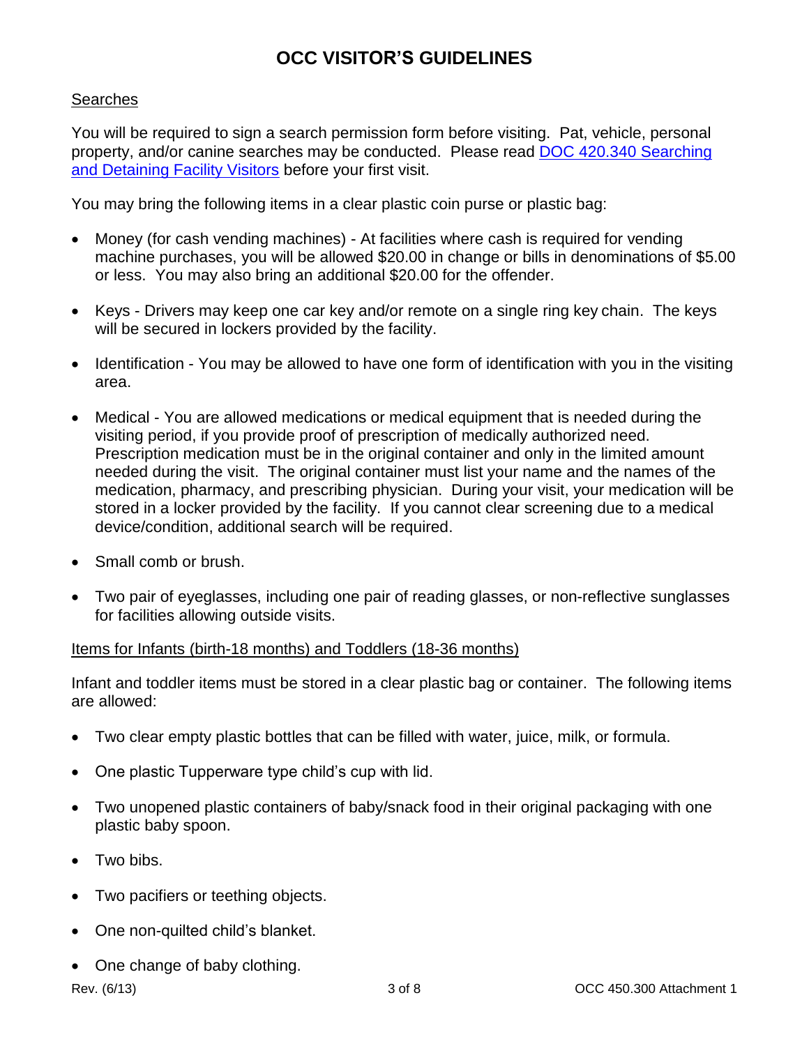# OCC VISITOR'S GUIDELINES

## Searches

You will be required to sign a search permission form before visiting. Pat, vehicle, personal property, and/or canine searches may be conducted. Please read [DOC 420.340 Searching and Detaining Facility Visitors] before your first visit.

You may bring the following items in a clear plastic coin purse or plastic bag:

- Money (for cash vending machines) - At facilities where cash is required for vending machine purchases, you will be allowed $20.00 in change or bills in denominations of $5.00 or less. You may also bring an additional $20.00 for the offender.
- Keys - Drivers may keep one car key and/or remote on a single ring key chain. The keys will be secured in lockers provided by the facility.
- Identification - You may be allowed to have one form of identification with you in the visiting area.
- Medical - You are allowed medications or medical equipment that is needed during the visiting period, if you provide proof of prescription of medically authorized need. Prescription medication must be in the original container and only in the limited amount needed during the visit. The original container must list your name and the names of the medication, pharmacy, and prescribing physician. During your visit, your medication will be stored in a locker provided by the facility. If you cannot clear screening due to a medical device/condition, additional search will be required.
- Small comb or brush.
- Two pair of eyeglasses, including one pair of reading glasses, or non-reflective sunglasses for facilities allowing outside visits.

## Items for Infants (birth-18 months) and Toddlers (18-36 months)

Infant and toddler items must be stored in a clear plastic bag or container. The following items are allowed:

- Two clear empty plastic bottles that can be filled with water, juice, milk, or formula.
- One plastic Tupperware type child's cup with lid.
- Two unopened plastic containers of baby/snack food in their original packaging with one plastic baby spoon.
- Two bibs.
- Two pacifiers or teething objects.
- One non-quilted child's blanket.
- One change of baby clothing.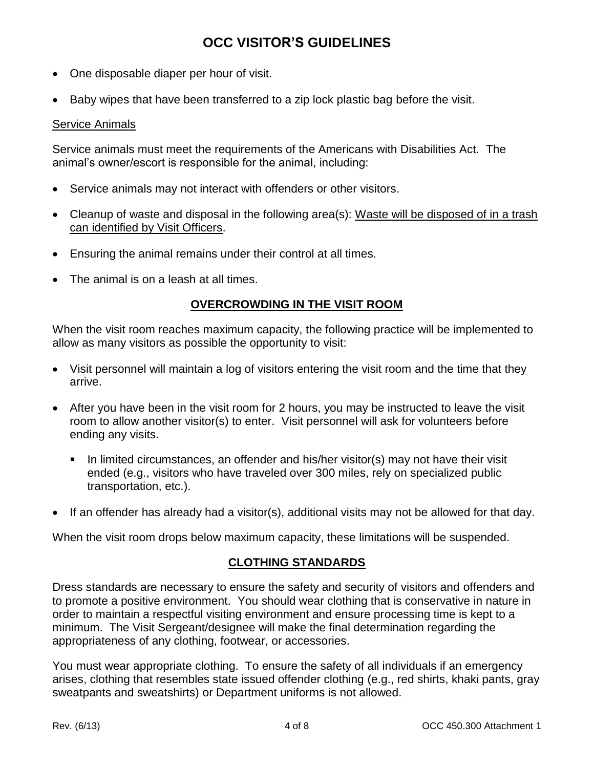- One disposable diaper per hour of visit.
- Baby wipes that have been transferred to a zip lock plastic bag before the visit.

Service Animals

Service animals must meet the requirements of the Americans with Disabilities Act. The animal's owner/escort is responsible for the animal, including:

- Service animals may not interact with offenders or other visitors.
- Cleanup of waste and disposal in the following area(s): Waste will be disposed of in a trash can identified by Visit Officers.
- Ensuring the animal remains under their control at all times.
- The animal is on a leash at all times.

## OVERCROWDING IN THE VISIT ROOM

When the visit room reaches maximum capacity, the following practice will be implemented to allow as many visitors as possible the opportunity to visit:

- Visit personnel will maintain a log of visitors entering the visit room and the time that they arrive.
- After you have been in the visit room for 2 hours, you may be instructed to leave the visit room to allow another visitor(s) to enter. Visit personnel will ask for volunteers before ending any visits.
  - In limited circumstances, an offender and his/her visitor(s) may not have their visit ended (e.g., visitors who have traveled over 300 miles, rely on specialized public transportation, etc.).
- If an offender has already had a visitor(s), additional visits may not be allowed for that day.

When the visit room drops below maximum capacity, these limitations will be suspended.

## CLOTHING STANDARDS

Dress standards are necessary to ensure the safety and security of visitors and offenders and to promote a positive environment. You should wear clothing that is conservative in nature in order to maintain a respectful visiting environment and ensure processing time is kept to a minimum. The Visit Sergeant/designee will make the final determination regarding the appropriateness of any clothing, footwear, or accessories.

You must wear appropriate clothing. To ensure the safety of all individuals if an emergency arises, clothing that resembles state issued offender clothing (e.g., red shirts, khaki pants, gray sweatpants and sweatshirts) or Department uniforms is not allowed.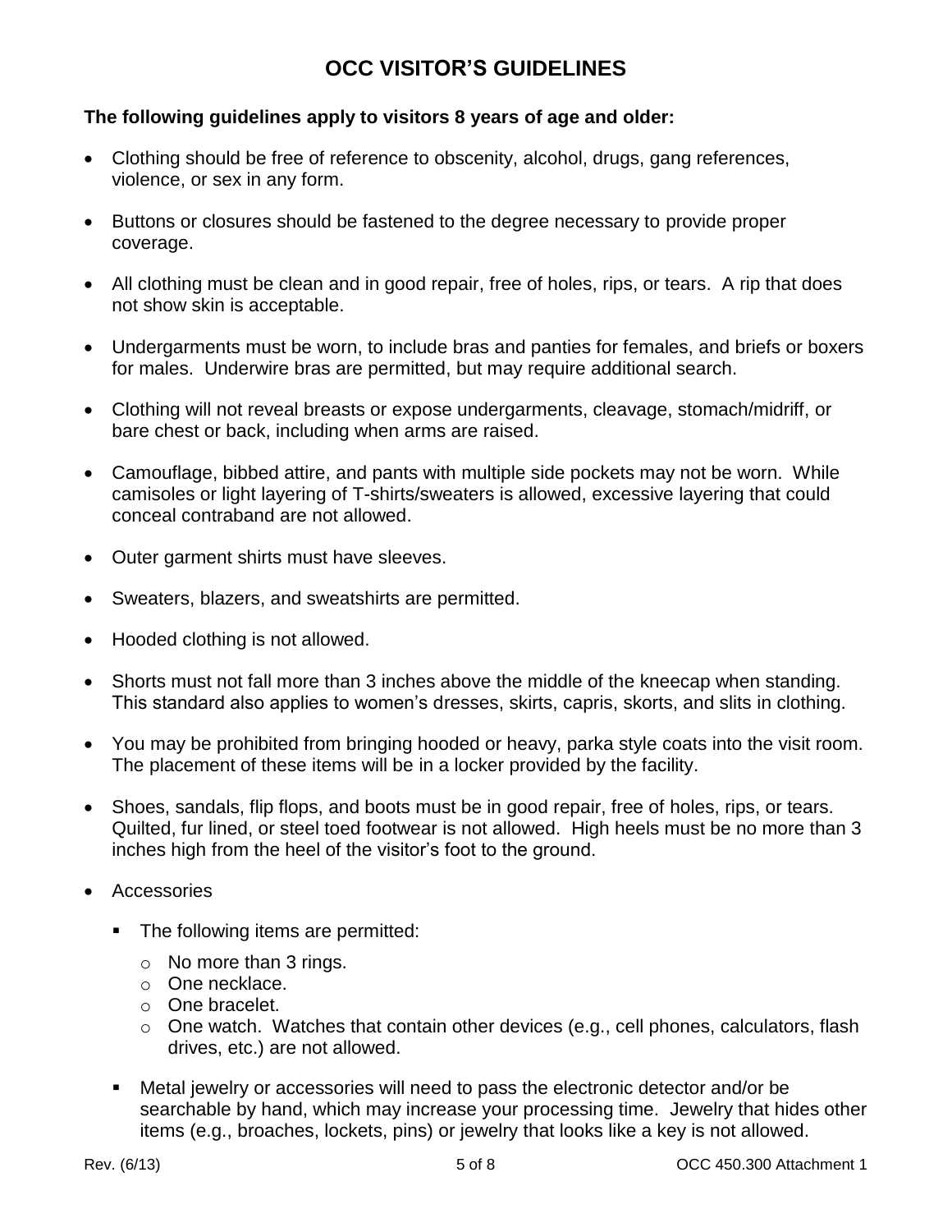# OCC VISITOR'S GUIDELINES

**The following guidelines apply to visitors 8 years of age and older:**

- Clothing should be free of reference to obscenity, alcohol, drugs, gang references, violence, or sex in any form.
- Buttons or closures should be fastened to the degree necessary to provide proper coverage.
- All clothing must be clean and in good repair, free of holes, rips, or tears. A rip that does not show skin is acceptable.
- Undergarments must be worn, to include bras and panties for females, and briefs or boxers for males. Underwire bras are permitted, but may require additional search.
- Clothing will not reveal breasts or expose undergarments, cleavage, stomach/midriff, or bare chest or back, including when arms are raised.
- Camouflage, bibbed attire, and pants with multiple side pockets may not be worn. While camisoles or light layering of T-shirts/sweaters is allowed, excessive layering that could conceal contraband are not allowed.
- Outer garment shirts must have sleeves.
- Sweaters, blazers, and sweatshirts are permitted.
- Hooded clothing is not allowed.
- Shorts must not fall more than 3 inches above the middle of the kneecap when standing. This standard also applies to women's dresses, skirts, capris, skorts, and slits in clothing.
- You may be prohibited from bringing hooded or heavy, parka style coats into the visit room. The placement of these items will be in a locker provided by the facility.
- Shoes, sandals, flip flops, and boots must be in good repair, free of holes, rips, or tears. Quilted, fur lined, or steel toed footwear is not allowed. High heels must be no more than 3 inches high from the heel of the visitor's foot to the ground.
- Accessories
  - The following items are permitted:
    - No more than 3 rings.
    - One necklace.
    - One bracelet.
    - One watch. Watches that contain other devices (e.g., cell phones, calculators, flash drives, etc.) are not allowed.
  - Metal jewelry or accessories will need to pass the electronic detector and/or be searchable by hand, which may increase your processing time. Jewelry that hides other items (e.g., broaches, lockets, pins) or jewelry that looks like a key is not allowed.

Rev. (6/13) OCC 450.300 Attachment 1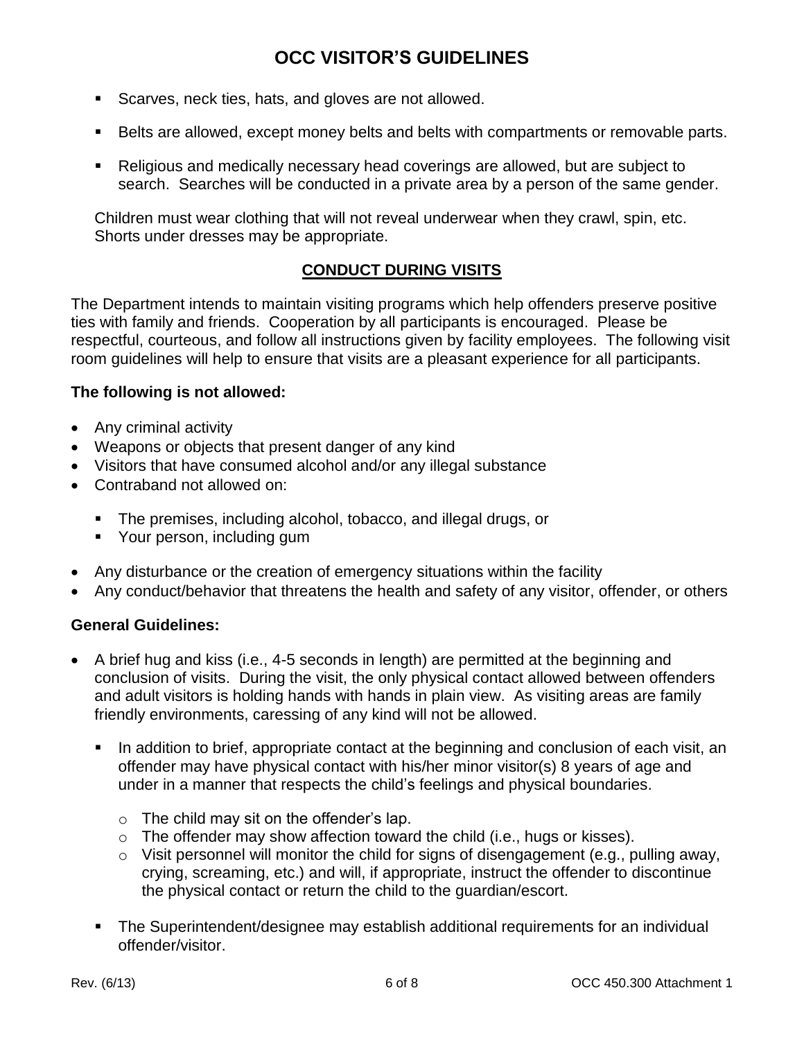# OCC VISITOR'S GUIDELINES

- Scarves, neck ties, hats, and gloves are not allowed.
- Belts are allowed, except money belts and belts with compartments or removable parts.
- Religious and medically necessary head coverings are allowed, but are subject to search. Searches will be conducted in a private area by a person of the same gender.

Children must wear clothing that will not reveal underwear when they crawl, spin, etc. Shorts under dresses may be appropriate.

## CONDUCT DURING VISITS

The Department intends to maintain visiting programs which help offenders preserve positive ties with family and friends. Cooperation by all participants is encouraged. Please be respectful, courteous, and follow all instructions given by facility employees. The following visit room guidelines will help to ensure that visits are a pleasant experience for all participants.

**The following is not allowed:**

- Any criminal activity
- Weapons or objects that present danger of any kind
- Visitors that have consumed alcohol and/or any illegal substance
- Contraband not allowed on:
  - The premises, including alcohol, tobacco, and illegal drugs, or
  - Your person, including gum
- Any disturbance or the creation of emergency situations within the facility
- Any conduct/behavior that threatens the health and safety of any visitor, offender, or others

**General Guidelines:**

- A brief hug and kiss (i.e., 4-5 seconds in length) are permitted at the beginning and conclusion of visits. During the visit, the only physical contact allowed between offenders and adult visitors is holding hands with hands in plain view. As visiting areas are family friendly environments, caressing of any kind will not be allowed.
  - In addition to brief, appropriate contact at the beginning and conclusion of each visit, an offender may have physical contact with his/her minor visitor(s) 8 years of age and under in a manner that respects the child's feelings and physical boundaries.
    - The child may sit on the offender's lap.
    - The offender may show affection toward the child (i.e., hugs or kisses).
    - Visit personnel will monitor the child for signs of disengagement (e.g., pulling away, crying, screaming, etc.) and will, if appropriate, instruct the offender to discontinue the physical contact or return the child to the guardian/escort.
  - The Superintendent/designee may establish additional requirements for an individual offender/visitor.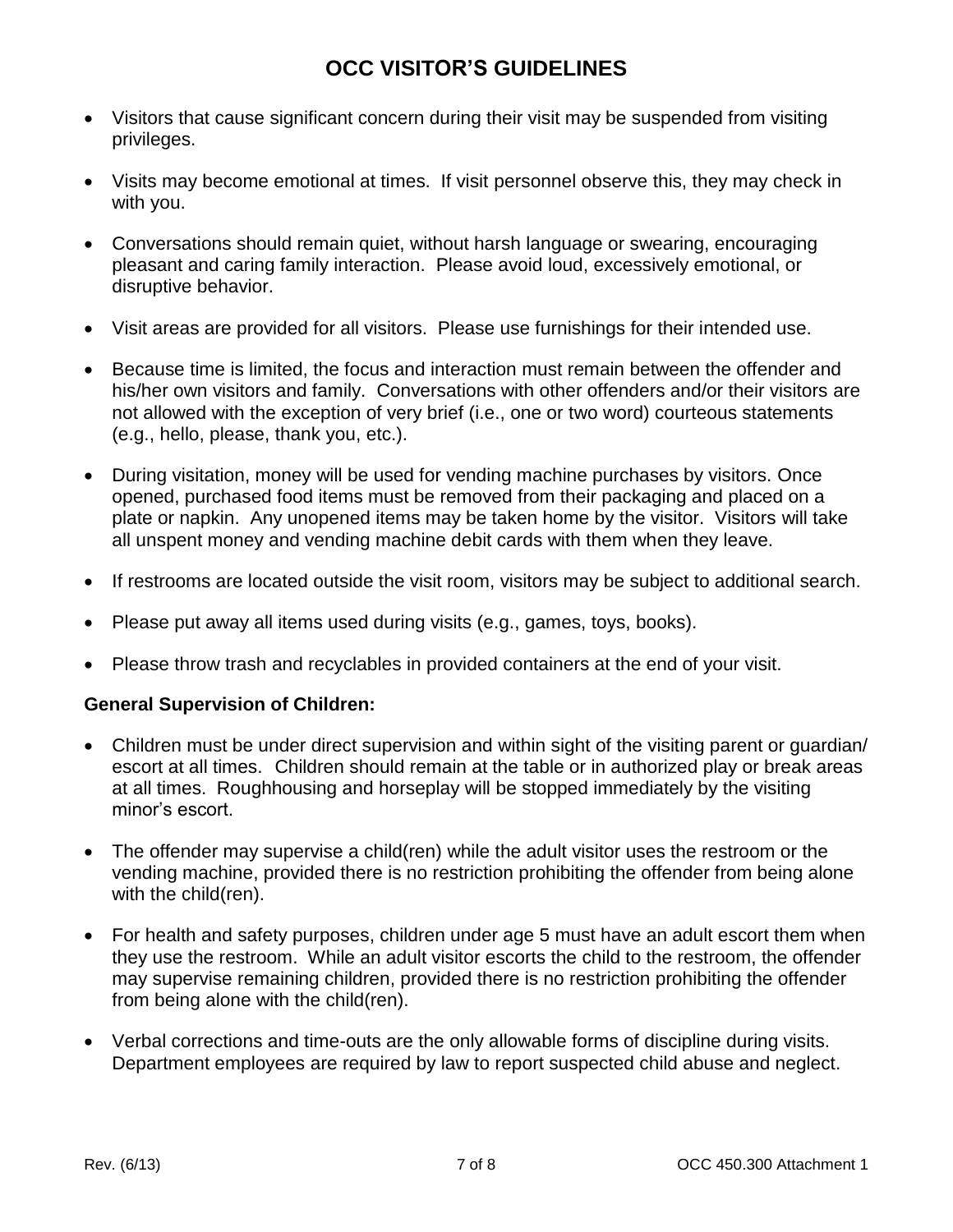# OCC VISITOR'S GUIDELINES

- Visitors that cause significant concern during their visit may be suspended from visiting privileges.
- Visits may become emotional at times. If visit personnel observe this, they may check in with you.
- Conversations should remain quiet, without harsh language or swearing, encouraging pleasant and caring family interaction. Please avoid loud, excessively emotional, or disruptive behavior.
- Visit areas are provided for all visitors. Please use furnishings for their intended use.
- Because time is limited, the focus and interaction must remain between the offender and his/her own visitors and family. Conversations with other offenders and/or their visitors are not allowed with the exception of very brief (i.e., one or two word) courteous statements (e.g., hello, please, thank you, etc.).
- During visitation, money will be used for vending machine purchases by visitors. Once opened, purchased food items must be removed from their packaging and placed on a plate or napkin. Any unopened items may be taken home by the visitor. Visitors will take all unspent money and vending machine debit cards with them when they leave.
- If restrooms are located outside the visit room, visitors may be subject to additional search.
- Please put away all items used during visits (e.g., games, toys, books).
- Please throw trash and recyclables in provided containers at the end of your visit.

**General Supervision of Children:**

- Children must be under direct supervision and within sight of the visiting parent or guardian/ escort at all times. Children should remain at the table or in authorized play or break areas at all times. Roughhousing and horseplay will be stopped immediately by the visiting minor's escort.
- The offender may supervise a child(ren) while the adult visitor uses the restroom or the vending machine, provided there is no restriction prohibiting the offender from being alone with the child(ren).
- For health and safety purposes, children under age 5 must have an adult escort them when they use the restroom. While an adult visitor escorts the child to the restroom, the offender may supervise remaining children, provided there is no restriction prohibiting the offender from being alone with the child(ren).
- Verbal corrections and time-outs are the only allowable forms of discipline during visits. Department employees are required by law to report suspected child abuse and neglect.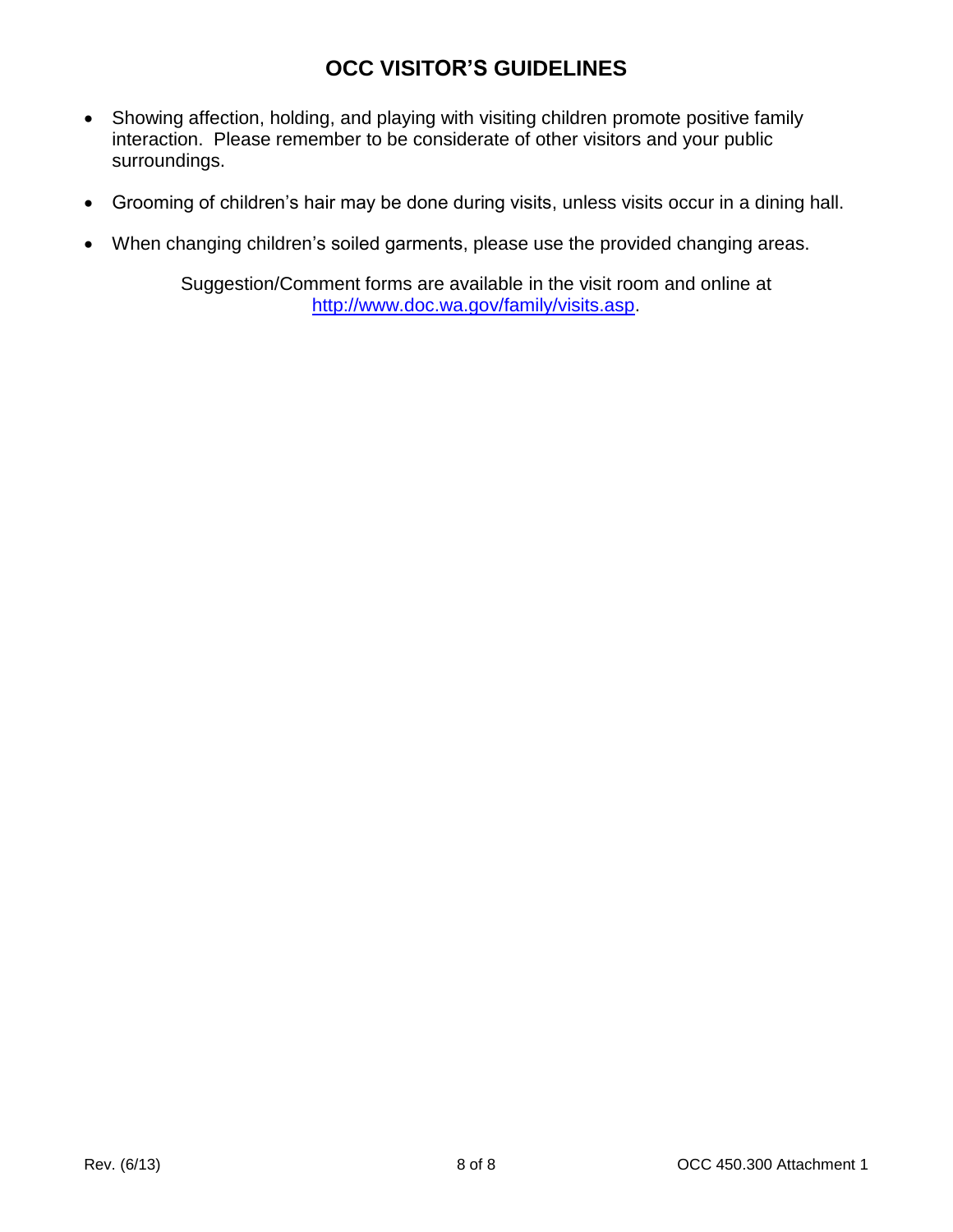# OCC VISITOR'S GUIDELINES

- Showing affection, holding, and playing with visiting children promote positive family interaction. Please remember to be considerate of other visitors and your public surroundings.
- Grooming of children's hair may be done during visits, unless visits occur in a dining hall.
- When changing children's soiled garments, please use the provided changing areas.

Suggestion/Comment forms are available in the visit room and online at http://www.doc.wa.gov/family/visits.asp.